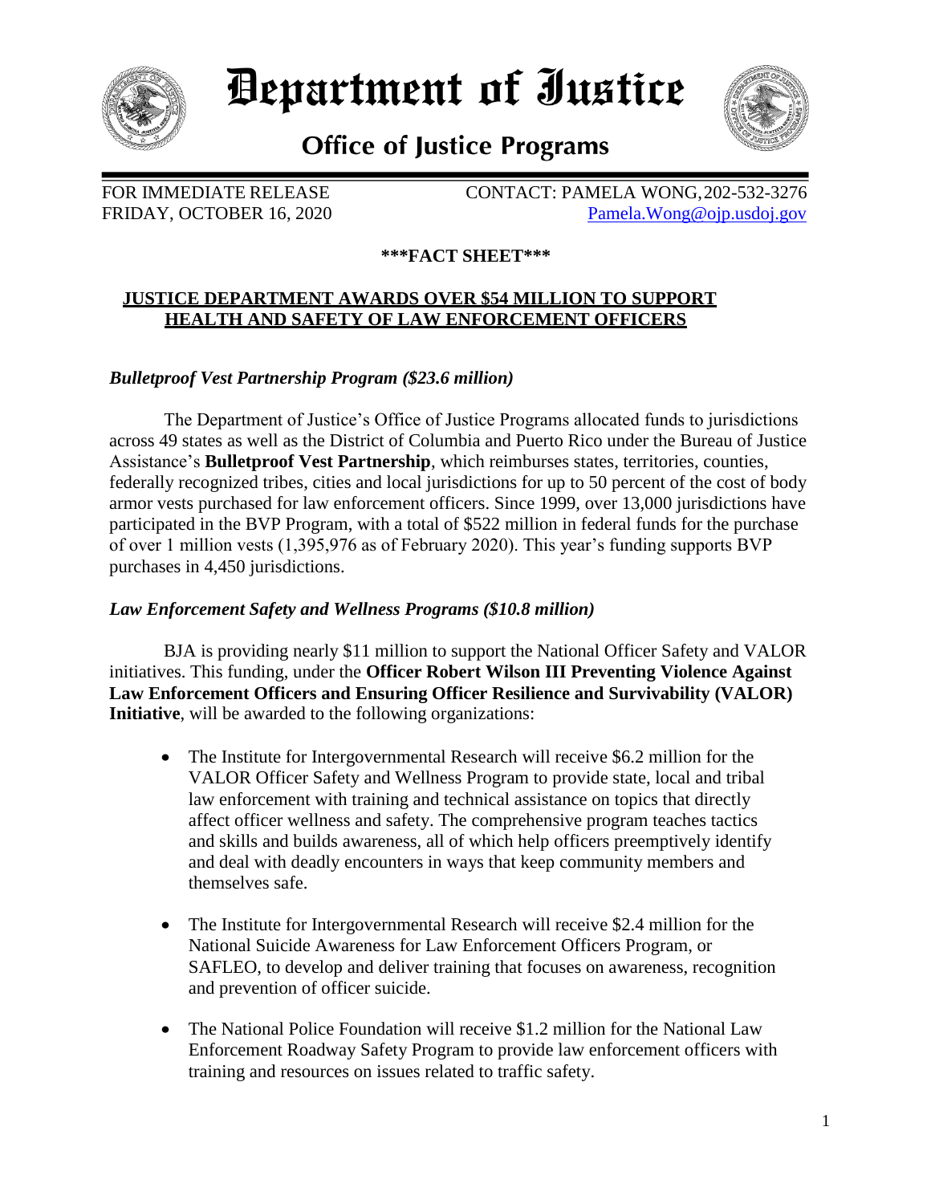# Department of Justice

## Office of Justice Programs

FOR IMMEDIATE RELEASE
FRIDAY, OCTOBER 16, 2020

CONTACT: PAMELA WONG, 202-532-3276
Pamela.Wong@ojp.usdoj.gov

**\*\*\*FACT SHEET\*\*\***

**JUSTICE DEPARTMENT AWARDS OVER $54 MILLION TO SUPPORT HEALTH AND SAFETY OF LAW ENFORCEMENT OFFICERS**

***Bulletproof Vest Partnership Program ($23.6 million)***

The Department of Justice's Office of Justice Programs allocated funds to jurisdictions across 49 states as well as the District of Columbia and Puerto Rico under the Bureau of Justice Assistance's **Bulletproof Vest Partnership**, which reimburses states, territories, counties, federally recognized tribes, cities and local jurisdictions for up to 50 percent of the cost of body armor vests purchased for law enforcement officers. Since 1999, over 13,000 jurisdictions have participated in the BVP Program, with a total of $522 million in federal funds for the purchase of over 1 million vests (1,395,976 as of February 2020). This year's funding supports BVP purchases in 4,450 jurisdictions.

***Law Enforcement Safety and Wellness Programs ($10.8 million)***

BJA is providing nearly $11 million to support the National Officer Safety and VALOR initiatives. This funding, under the **Officer Robert Wilson III Preventing Violence Against Law Enforcement Officers and Ensuring Officer Resilience and Survivability (VALOR) Initiative**, will be awarded to the following organizations:

- The Institute for Intergovernmental Research will receive $6.2 million for the VALOR Officer Safety and Wellness Program to provide state, local and tribal law enforcement with training and technical assistance on topics that directly affect officer wellness and safety. The comprehensive program teaches tactics and skills and builds awareness, all of which help officers preemptively identify and deal with deadly encounters in ways that keep community members and themselves safe.

- The Institute for Intergovernmental Research will receive $2.4 million for the National Suicide Awareness for Law Enforcement Officers Program, or SAFLEO, to develop and deliver training that focuses on awareness, recognition and prevention of officer suicide.

- The National Police Foundation will receive $1.2 million for the National Law Enforcement Roadway Safety Program to provide law enforcement officers with training and resources on issues related to traffic safety.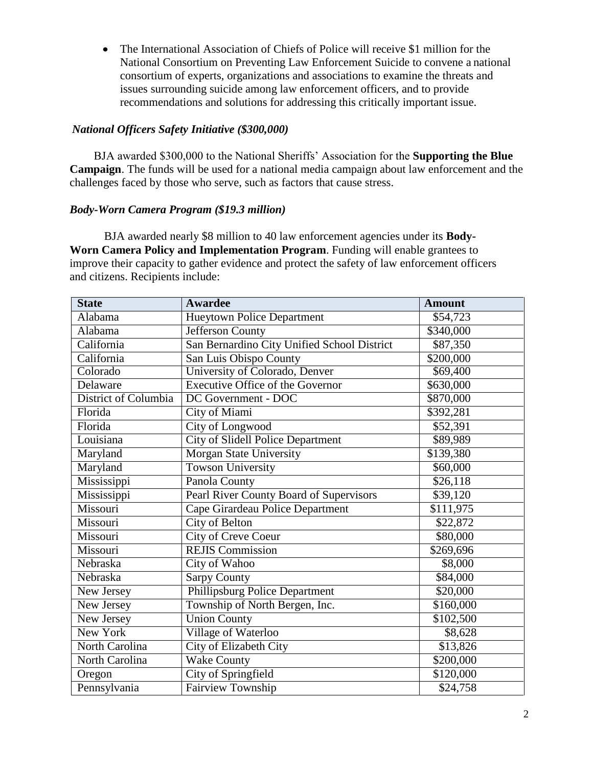- The International Association of Chiefs of Police will receive $1 million for the National Consortium on Preventing Law Enforcement Suicide to convene a national consortium of experts, organizations and associations to examine the threats and issues surrounding suicide among law enforcement officers, and to provide recommendations and solutions for addressing this critically important issue.

*National Officers Safety Initiative ($300,000)*

BJA awarded $300,000 to the National Sheriffs' Association for the **Supporting the Blue Campaign**. The funds will be used for a national media campaign about law enforcement and the challenges faced by those who serve, such as factors that cause stress.

***Body-Worn Camera Program ($19.3 million)***

BJA awarded nearly $8 million to 40 law enforcement agencies under its **Body-Worn Camera Policy and Implementation Program**. Funding will enable grantees to improve their capacity to gather evidence and protect the safety of law enforcement officers and citizens. Recipients include:

| State | Awardee | Amount |
|---|---|---|
| Alabama | Hueytown Police Department | $54,723 |
| Alabama | Jefferson County | $340,000 |
| California | San Bernardino City Unified School District | $87,350 |
| California | San Luis Obispo County | $200,000 |
| Colorado | University of Colorado, Denver | $69,400 |
| Delaware | Executive Office of the Governor | $630,000 |
| District of Columbia | DC Government - DOC | $870,000 |
| Florida | City of Miami | $392,281 |
| Florida | City of Longwood | $52,391 |
| Louisiana | City of Slidell Police Department | $89,989 |
| Maryland | Morgan State University | $139,380 |
| Maryland | Towson University | $60,000 |
| Mississippi | Panola County | $26,118 |
| Mississippi | Pearl River County Board of Supervisors | $39,120 |
| Missouri | Cape Girardeau Police Department | $111,975 |
| Missouri | City of Belton | $22,872 |
| Missouri | City of Creve Coeur | $80,000 |
| Missouri | REJIS Commission | $269,696 |
| Nebraska | City of Wahoo | $8,000 |
| Nebraska | Sarpy County | $84,000 |
| New Jersey | Phillipsburg Police Department | $20,000 |
| New Jersey | Township of North Bergen, Inc. | $160,000 |
| New Jersey | Union County | $102,500 |
| New York | Village of Waterloo | $8,628 |
| North Carolina | City of Elizabeth City | $13,826 |
| North Carolina | Wake County | $200,000 |
| Oregon | City of Springfield | $120,000 |
| Pennsylvania | Fairview Township | $24,758 |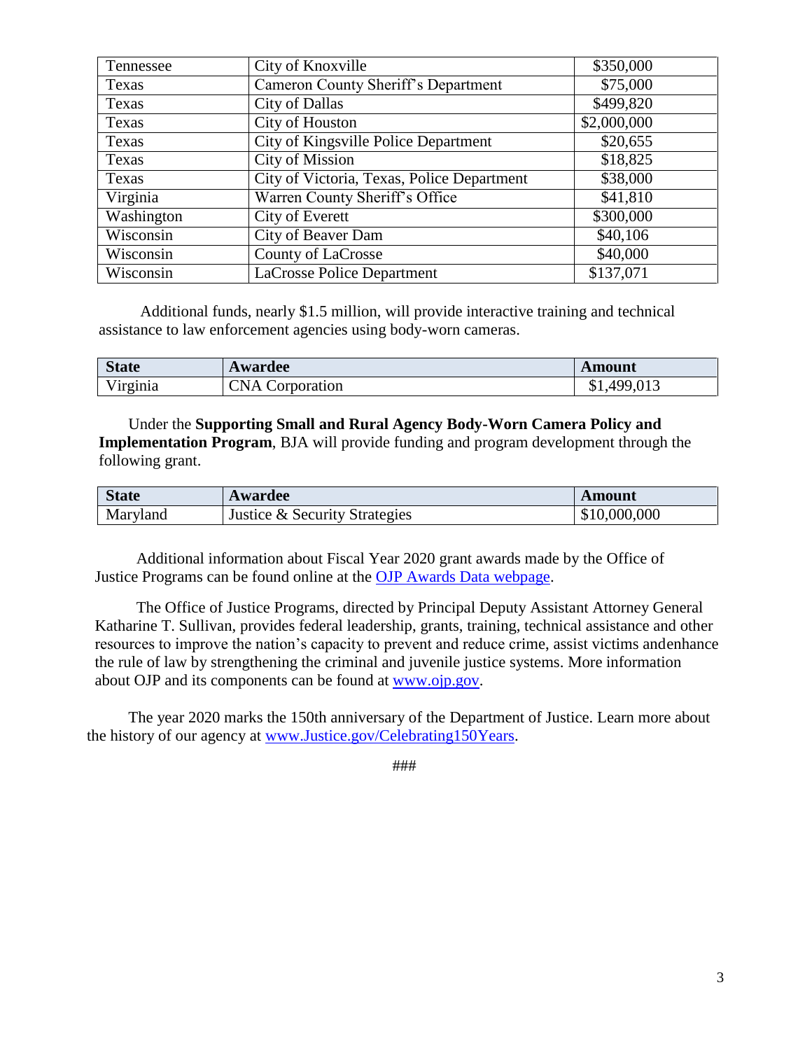| | | |
|---|---|---|
| Tennessee | City of Knoxville | $350,000 |
| Texas | Cameron County Sheriff's Department | $75,000 |
| Texas | City of Dallas | $499,820 |
| Texas | City of Houston | $2,000,000 |
| Texas | City of Kingsville Police Department | $20,655 |
| Texas | City of Mission | $18,825 |
| Texas | City of Victoria, Texas, Police Department | $38,000 |
| Virginia | Warren County Sheriff's Office | $41,810 |
| Washington | City of Everett | $300,000 |
| Wisconsin | City of Beaver Dam | $40,106 |
| Wisconsin | County of LaCrosse | $40,000 |
| Wisconsin | LaCrosse Police Department | $137,071 |

Additional funds, nearly $1.5 million, will provide interactive training and technical assistance to law enforcement agencies using body-worn cameras.

| State | Awardee | Amount |
|---|---|---|
| Virginia | CNA Corporation | $1,499,013 |

Under the **Supporting Small and Rural Agency Body-Worn Camera Policy and Implementation Program**, BJA will provide funding and program development through the following grant.

| State | Awardee | Amount |
|---|---|---|
| Maryland | Justice & Security Strategies | $10,000,000 |

Additional information about Fiscal Year 2020 grant awards made by the Office of Justice Programs can be found online at the OJP Awards Data webpage.

The Office of Justice Programs, directed by Principal Deputy Assistant Attorney General Katharine T. Sullivan, provides federal leadership, grants, training, technical assistance and other resources to improve the nation's capacity to prevent and reduce crime, assist victims andenhance the rule of law by strengthening the criminal and juvenile justice systems. More information about OJP and its components can be found at www.ojp.gov.

The year 2020 marks the 150th anniversary of the Department of Justice. Learn more about the history of our agency at www.Justice.gov/Celebrating150Years.

###